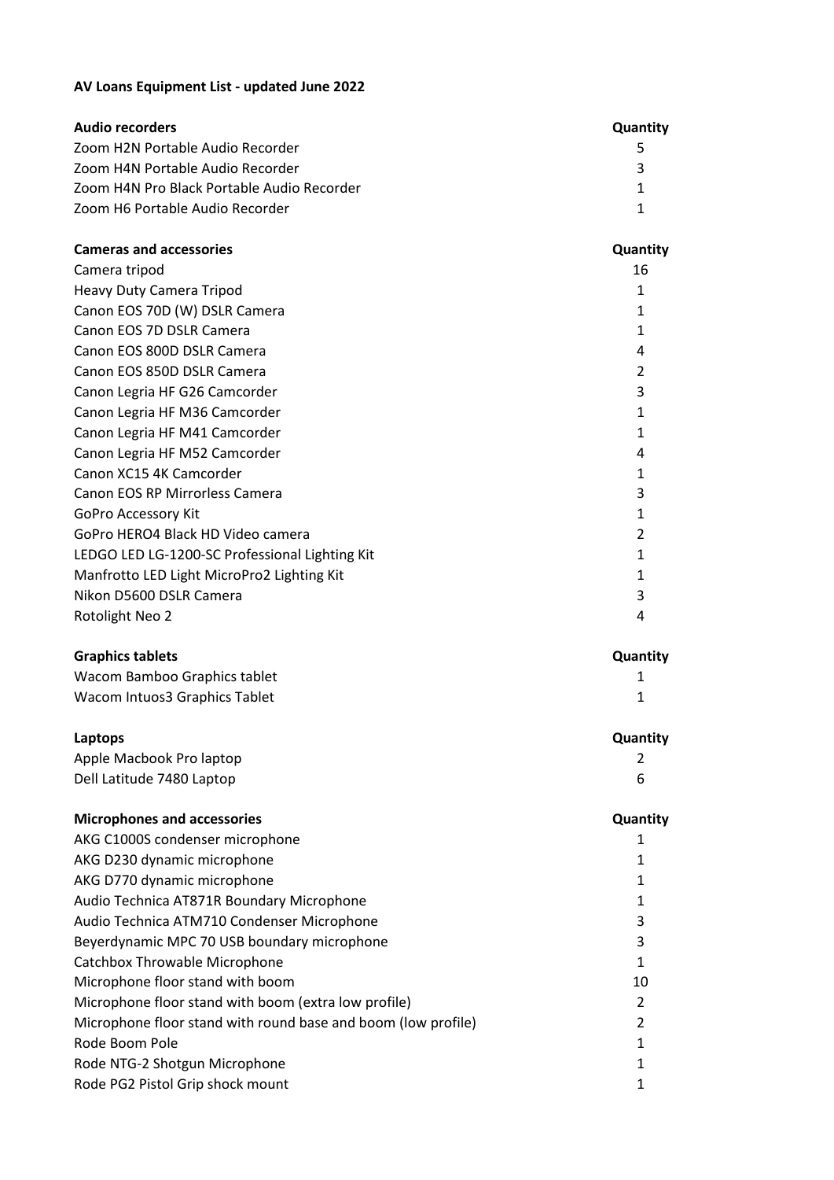**AV Loans Equipment List - updated June 2022**

| Audio recorders | Quantity |
| --- | --- |
| Zoom H2N Portable Audio Recorder | 5 |
| Zoom H4N Portable Audio Recorder | 3 |
| Zoom H4N Pro Black Portable Audio Recorder | 1 |
| Zoom H6 Portable Audio Recorder | 1 |

| Cameras and accessories | Quantity |
| --- | --- |
| Camera tripod | 16 |
| Heavy Duty Camera Tripod | 1 |
| Canon EOS 70D (W) DSLR Camera | 1 |
| Canon EOS 7D DSLR Camera | 1 |
| Canon EOS 800D DSLR Camera | 4 |
| Canon EOS 850D DSLR Camera | 2 |
| Canon Legria HF G26 Camcorder | 3 |
| Canon Legria HF M36 Camcorder | 1 |
| Canon Legria HF M41 Camcorder | 1 |
| Canon Legria HF M52 Camcorder | 4 |
| Canon XC15 4K Camcorder | 1 |
| Canon EOS RP Mirrorless Camera | 3 |
| GoPro Accessory Kit | 1 |
| GoPro HERO4 Black HD Video camera | 2 |
| LEDGO LED LG-1200-SC Professional Lighting Kit | 1 |
| Manfrotto LED Light MicroPro2 Lighting Kit | 1 |
| Nikon D5600 DSLR Camera | 3 |
| Rotolight Neo 2 | 4 |

| Graphics tablets | Quantity |
| --- | --- |
| Wacom Bamboo Graphics tablet | 1 |
| Wacom Intuos3 Graphics Tablet | 1 |

| Laptops | Quantity |
| --- | --- |
| Apple Macbook Pro laptop | 2 |
| Dell Latitude 7480 Laptop | 6 |

| Microphones and accessories | Quantity |
| --- | --- |
| AKG C1000S condenser microphone | 1 |
| AKG D230 dynamic microphone | 1 |
| AKG D770 dynamic microphone | 1 |
| Audio Technica AT871R Boundary Microphone | 1 |
| Audio Technica ATM710 Condenser Microphone | 3 |
| Beyerdynamic MPC 70 USB boundary microphone | 3 |
| Catchbox Throwable Microphone | 1 |
| Microphone floor stand with boom | 10 |
| Microphone floor stand with boom (extra low profile) | 2 |
| Microphone floor stand with round base and boom (low profile) | 2 |
| Rode Boom Pole | 1 |
| Rode NTG-2 Shotgun Microphone | 1 |
| Rode PG2 Pistol Grip shock mount | 1 |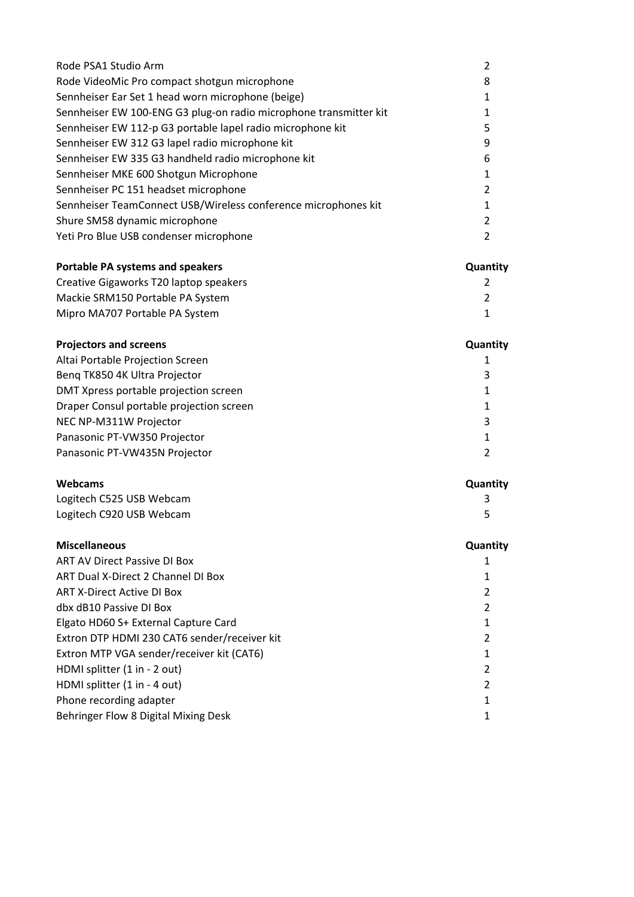| | |
|---|---|
| Rode PSA1 Studio Arm | 2 |
| Rode VideoMic Pro compact shotgun microphone | 8 |
| Sennheiser Ear Set 1 head worn microphone (beige) | 1 |
| Sennheiser EW 100-ENG G3 plug-on radio microphone transmitter kit | 1 |
| Sennheiser EW 112-p G3 portable lapel radio microphone kit | 5 |
| Sennheiser EW 312 G3 lapel radio microphone kit | 9 |
| Sennheiser EW 335 G3 handheld radio microphone kit | 6 |
| Sennheiser MKE 600 Shotgun Microphone | 1 |
| Sennheiser PC 151 headset microphone | 2 |
| Sennheiser TeamConnect USB/Wireless conference microphones kit | 1 |
| Shure SM58 dynamic microphone | 2 |
| Yeti Pro Blue USB condenser microphone | 2 |

| **Portable PA systems and speakers** | **Quantity** |
|---|---|
| Creative Gigaworks T20 laptop speakers | 2 |
| Mackie SRM150 Portable PA System | 2 |
| Mipro MA707 Portable PA System | 1 |

| **Projectors and screens** | **Quantity** |
|---|---|
| Altai Portable Projection Screen | 1 |
| Benq TK850 4K Ultra Projector | 3 |
| DMT Xpress portable projection screen | 1 |
| Draper Consul portable projection screen | 1 |
| NEC NP-M311W Projector | 3 |
| Panasonic PT-VW350 Projector | 1 |
| Panasonic PT-VW435N Projector | 2 |

| **Webcams** | **Quantity** |
|---|---|
| Logitech C525 USB Webcam | 3 |
| Logitech C920 USB Webcam | 5 |

| **Miscellaneous** | **Quantity** |
|---|---|
| ART AV Direct Passive DI Box | 1 |
| ART Dual X-Direct 2 Channel DI Box | 1 |
| ART X-Direct Active DI Box | 2 |
| dbx dB10 Passive DI Box | 2 |
| Elgato HD60 S+ External Capture Card | 1 |
| Extron DTP HDMI 230 CAT6 sender/receiver kit | 2 |
| Extron MTP VGA sender/receiver kit (CAT6) | 1 |
| HDMI splitter (1 in - 2 out) | 2 |
| HDMI splitter (1 in - 4 out) | 2 |
| Phone recording adapter | 1 |
| Behringer Flow 8 Digital Mixing Desk | 1 |